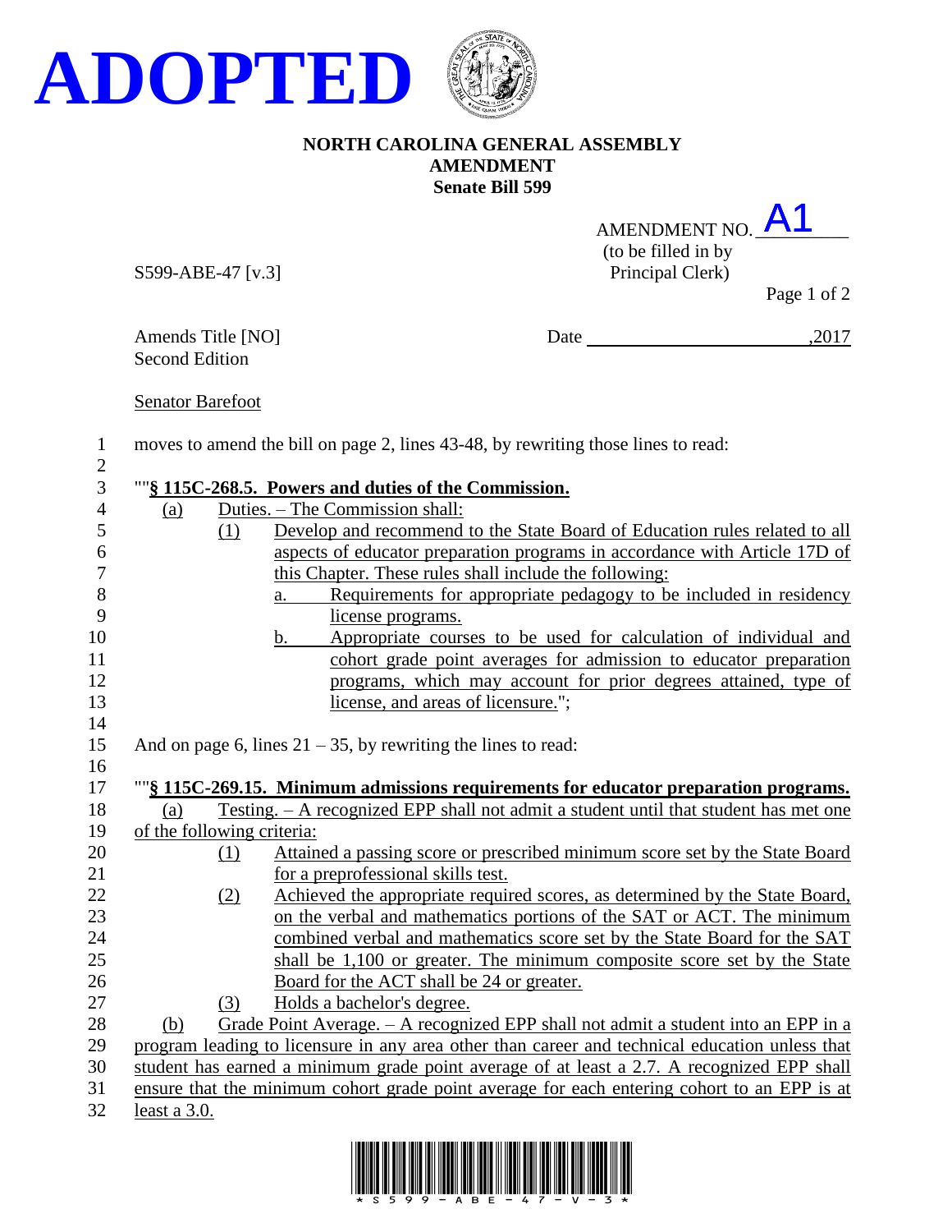**ADOPTED**

**NORTH CAROLINA GENERAL ASSEMBLY**
**AMENDMENT**
**Senate Bill 599**

AMENDMENT NO. A1
(to be filled in by Principal Clerk)

S599-ABE-47 [v.3]

Amends Title [NO]
Second Edition

Date ________________________,2017

Senator Barefoot

moves to amend the bill on page 2, lines 43-48, by rewriting those lines to read:

""**§ 115C-268.5. Powers and duties of the Commission.**

(a) Duties. – The Commission shall:

(1) Develop and recommend to the State Board of Education rules related to all aspects of educator preparation programs in accordance with Article 17D of this Chapter. These rules shall include the following:

a. Requirements for appropriate pedagogy to be included in residency license programs.

b. Appropriate courses to be used for calculation of individual and cohort grade point averages for admission to educator preparation programs, which may account for prior degrees attained, type of license, and areas of licensure.";

And on page 6, lines 21 – 35, by rewriting the lines to read:

""**§ 115C-269.15. Minimum admissions requirements for educator preparation programs.**

(a) Testing. – A recognized EPP shall not admit a student until that student has met one of the following criteria:

(1) Attained a passing score or prescribed minimum score set by the State Board for a preprofessional skills test.

(2) Achieved the appropriate required scores, as determined by the State Board, on the verbal and mathematics portions of the SAT or ACT. The minimum combined verbal and mathematics score set by the State Board for the SAT shall be 1,100 or greater. The minimum composite score set by the State Board for the ACT shall be 24 or greater.

(3) Holds a bachelor's degree.

(b) Grade Point Average. – A recognized EPP shall not admit a student into an EPP in a program leading to licensure in any area other than career and technical education unless that student has earned a minimum grade point average of at least a 2.7. A recognized EPP shall ensure that the minimum cohort grade point average for each entering cohort to an EPP is at least a 3.0.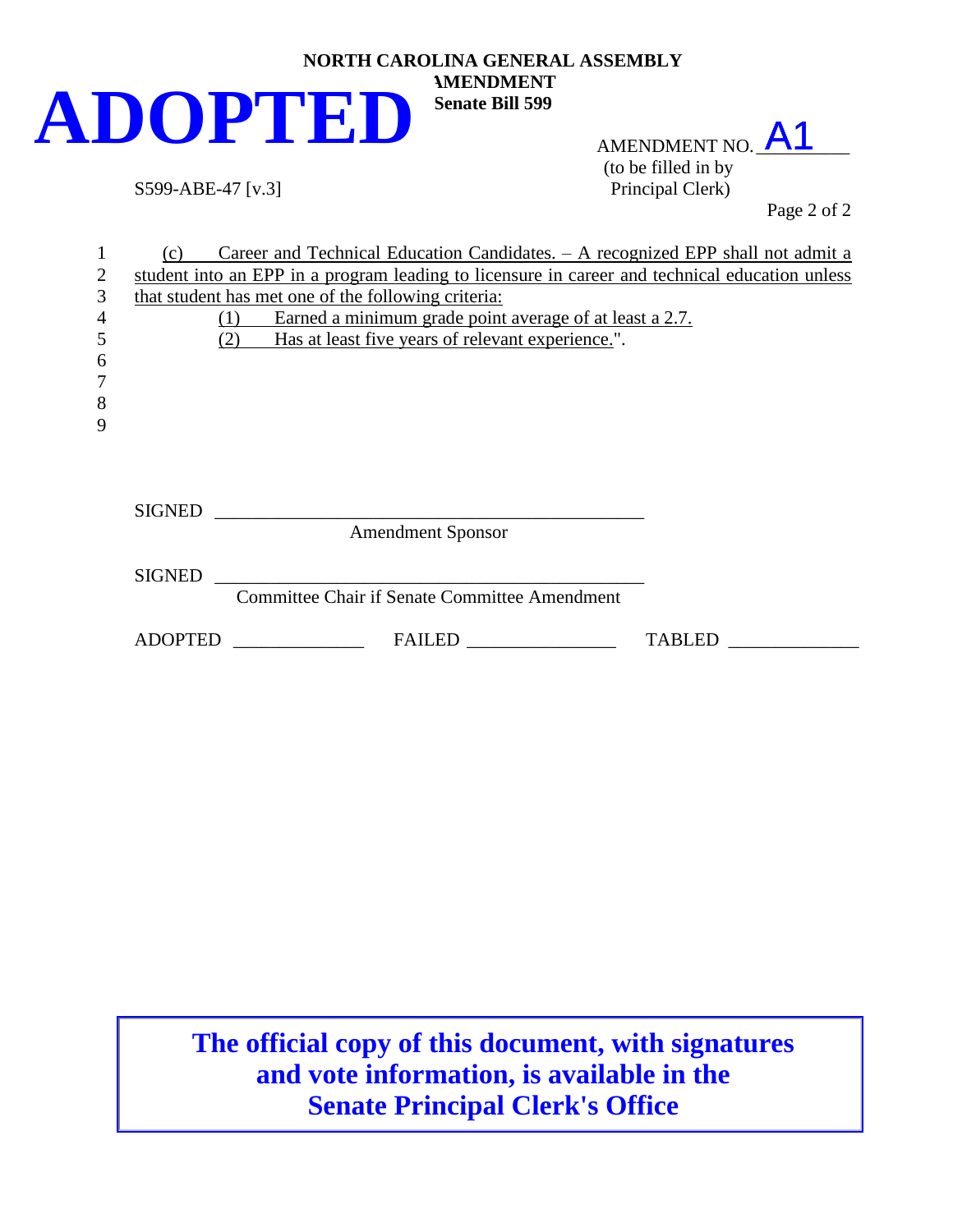**ADOPTED**

**NORTH CAROLINA GENERAL ASSEMBLY**
**AMENDMENT**
**Senate Bill 599**

AMENDMENT NO. A1
(to be filled in by Principal Clerk)

S599-ABE-47 [v.3]

(c) Career and Technical Education Candidates. – A recognized EPP shall not admit a student into an EPP in a program leading to licensure in career and technical education unless that student has met one of the following criteria:

(1) Earned a minimum grade point average of at least a 2.7.

(2) Has at least five years of relevant experience.".

SIGNED ______________________________________________
Amendment Sponsor

SIGNED ______________________________________________
Committee Chair if Senate Committee Amendment

ADOPTED ______________ FAILED ________________ TABLED ______________

**The official copy of this document, with signatures and vote information, is available in the Senate Principal Clerk's Office**